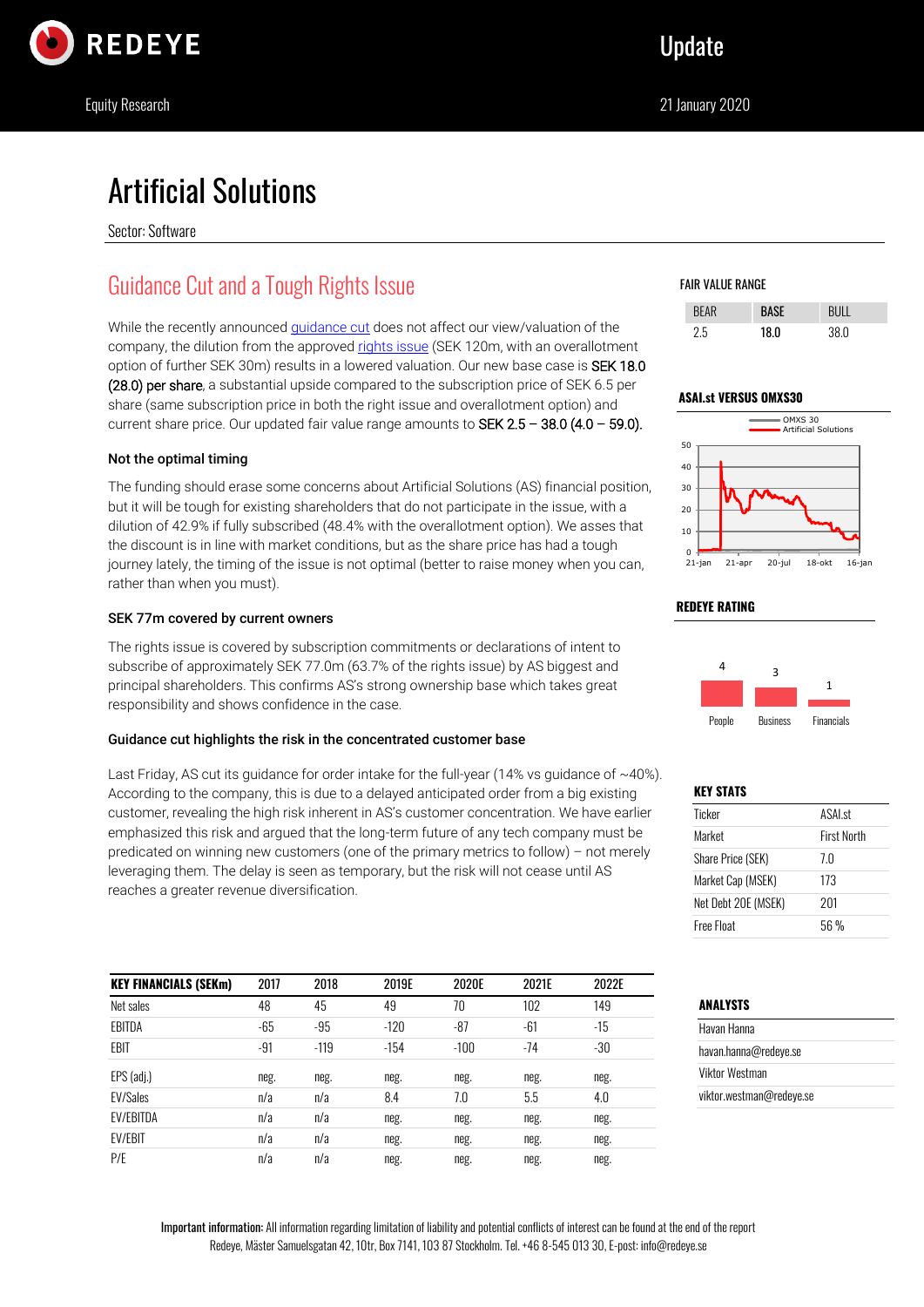Update

Equity Research

21 January 2020

# Artificial Solutions

Sector: Software

## Guidance Cut and a Tough Rights Issue

While the recently announced guidance cut does not affect our view/valuation of the company, the dilution from the approved rights issue (SEK 120m, with an overallotment option of further SEK 30m) results in a lowered valuation. Our new base case is SEK 18.0 (28.0) per share, a substantial upside compared to the subscription price of SEK 6.5 per share (same subscription price in both the right issue and overallotment option) and current share price. Our updated fair value range amounts to SEK 2.5 – 38.0 (4.0 – 59.0).

### Not the optimal timing

The funding should erase some concerns about Artificial Solutions (AS) financial position, but it will be tough for existing shareholders that do not participate in the issue, with a dilution of 42.9% if fully subscribed (48.4% with the overallotment option). We asses that the discount is in line with market conditions, but as the share price has had a tough journey lately, the timing of the issue is not optimal (better to raise money when you can, rather than when you must).

### SEK 77m covered by current owners

The rights issue is covered by subscription commitments or declarations of intent to subscribe of approximately SEK 77.0m (63.7% of the rights issue) by AS biggest and principal shareholders. This confirms AS's strong ownership base which takes great responsibility and shows confidence in the case.

### Guidance cut highlights the risk in the concentrated customer base

Last Friday, AS cut its guidance for order intake for the full-year (14% vs guidance of ~40%). According to the company, this is due to a delayed anticipated order from a big existing customer, revealing the high risk inherent in AS's customer concentration. We have earlier emphasized this risk and argued that the long-term future of any tech company must be predicated on winning new customers (one of the primary metrics to follow) – not merely leveraging them. The delay is seen as temporary, but the risk will not cease until AS reaches a greater revenue diversification.

| KEY FINANCIALS (SEKm) | 2017 | 2018 | 2019E | 2020E | 2021E | 2022E |
|---|---|---|---|---|---|---|
| Net sales | 48 | 45 | 49 | 70 | 102 | 149 |
| EBITDA | -65 | -95 | -120 | -87 | -61 | -15 |
| EBIT | -91 | -119 | -154 | -100 | -74 | -30 |
| EPS (adj.) | neg. | neg. | neg. | neg. | neg. | neg. |
| EV/Sales | n/a | n/a | 8.4 | 7.0 | 5.5 | 4.0 |
| EV/EBITDA | n/a | n/a | neg. | neg. | neg. | neg. |
| EV/EBIT | n/a | n/a | neg. | neg. | neg. | neg. |
| P/E | n/a | n/a | neg. | neg. | neg. | neg. |

### FAIR VALUE RANGE

| BEAR | BASE | BULL |
|---|---|---|
| 2.5 | 18.0 | 38.0 |

### ASAI.st VERSUS OMXS30

OMXS 30
Artificial Solutions

### REDEYE RATING

| People | Business | Financials |
|---|---|---|
| 4 | 3 | 1 |

### KEY STATS

| | |
|---|---|
| Ticker | ASAI.st |
| Market | First North |
| Share Price (SEK) | 7.0 |
| Market Cap (MSEK) | 173 |
| Net Debt 20E (MSEK) | 201 |
| Free Float | 56 % |

### ANALYSTS

Havan Hanna
havan.hanna@redeye.se
Viktor Westman
viktor.westman@redeye.se

**Important information:** All information regarding limitation of liability and potential conflicts of interest can be found at the end of the report
Redeye, Mäster Samuelsgatan 42, 10tr, Box 7141, 103 87 Stockholm. Tel. +46 8-545 013 30, E-post: info@redeye.se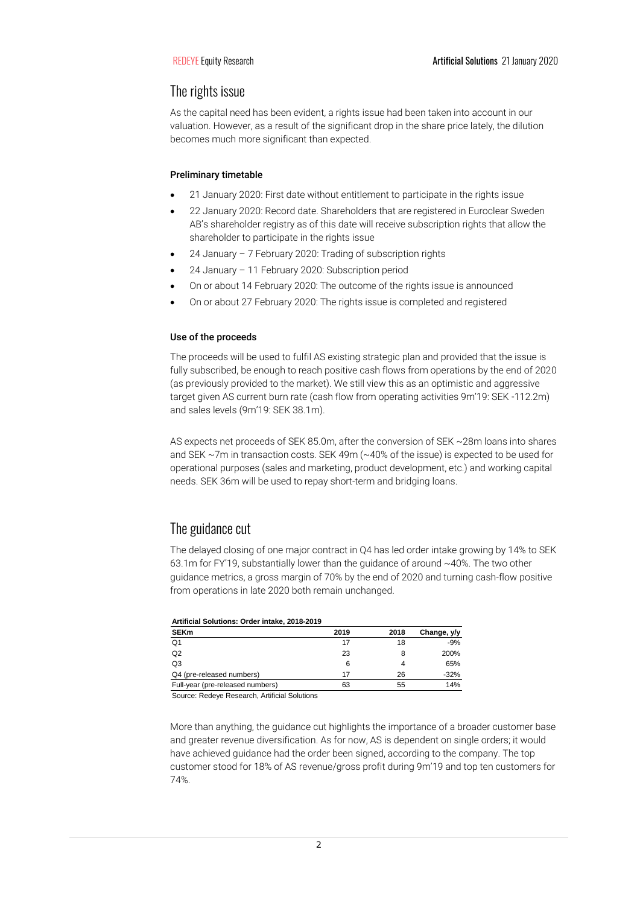## The rights issue

As the capital need has been evident, a rights issue had been taken into account in our valuation. However, as a result of the significant drop in the share price lately, the dilution becomes much more significant than expected.

### Preliminary timetable

- 21 January 2020: First date without entitlement to participate in the rights issue
- 22 January 2020: Record date. Shareholders that are registered in Euroclear Sweden AB's shareholder registry as of this date will receive subscription rights that allow the shareholder to participate in the rights issue
- 24 January – 7 February 2020: Trading of subscription rights
- 24 January – 11 February 2020: Subscription period
- On or about 14 February 2020: The outcome of the rights issue is announced
- On or about 27 February 2020: The rights issue is completed and registered

### Use of the proceeds

The proceeds will be used to fulfil AS existing strategic plan and provided that the issue is fully subscribed, be enough to reach positive cash flows from operations by the end of 2020 (as previously provided to the market). We still view this as an optimistic and aggressive target given AS current burn rate (cash flow from operating activities 9m'19: SEK -112.2m) and sales levels (9m'19: SEK 38.1m).

AS expects net proceeds of SEK 85.0m, after the conversion of SEK ~28m loans into shares and SEK ~7m in transaction costs. SEK 49m (~40% of the issue) is expected to be used for operational purposes (sales and marketing, product development, etc.) and working capital needs. SEK 36m will be used to repay short-term and bridging loans.

## The guidance cut

The delayed closing of one major contract in Q4 has led order intake growing by 14% to SEK 63.1m for FY'19, substantially lower than the guidance of around ~40%. The two other guidance metrics, a gross margin of 70% by the end of 2020 and turning cash-flow positive from operations in late 2020 both remain unchanged.

**Artificial Solutions: Order intake, 2018-2019**

| SEKm | 2019 | 2018 | Change, y/y |
|---|---|---|---|
| Q1 | 17 | 18 | -9% |
| Q2 | 23 | 8 | 200% |
| Q3 | 6 | 4 | 65% |
| Q4 (pre-released numbers) | 17 | 26 | -32% |
| Full-year (pre-released numbers) | 63 | 55 | 14% |

Source: Redeye Research, Artificial Solutions

More than anything, the guidance cut highlights the importance of a broader customer base and greater revenue diversification. As for now, AS is dependent on single orders; it would have achieved guidance had the order been signed, according to the company. The top customer stood for 18% of AS revenue/gross profit during 9m'19 and top ten customers for 74%.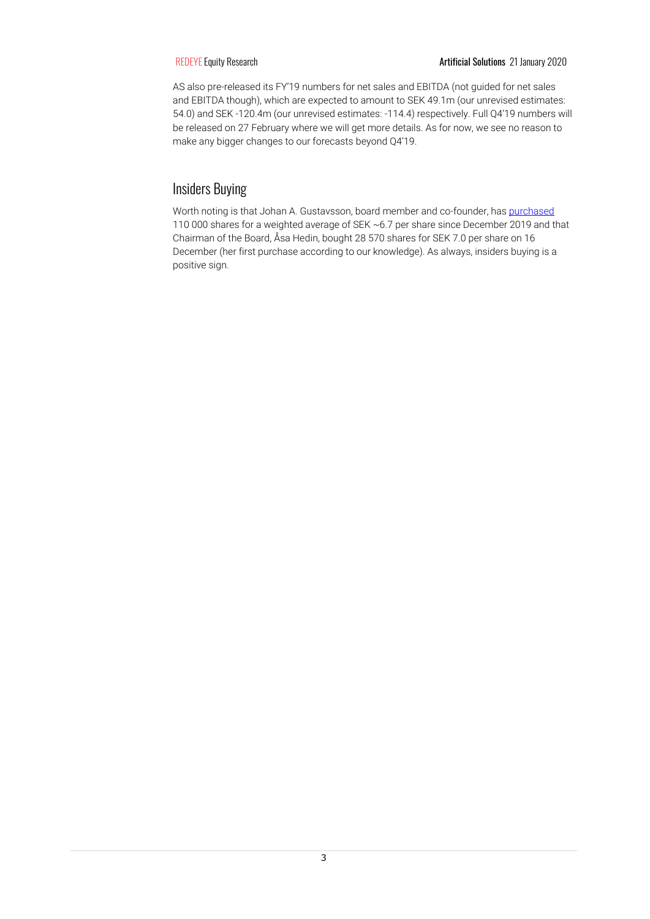AS also pre-released its FY'19 numbers for net sales and EBITDA (not guided for net sales and EBITDA though), which are expected to amount to SEK 49.1m (our unrevised estimates: 54.0) and SEK -120.4m (our unrevised estimates: -114.4) respectively. Full Q4'19 numbers will be released on 27 February where we will get more details. As for now, we see no reason to make any bigger changes to our forecasts beyond Q4'19.

## Insiders Buying

Worth noting is that Johan A. Gustavsson, board member and co-founder, has purchased 110 000 shares for a weighted average of SEK ~6.7 per share since December 2019 and that Chairman of the Board, Åsa Hedin, bought 28 570 shares for SEK 7.0 per share on 16 December (her first purchase according to our knowledge). As always, insiders buying is a positive sign.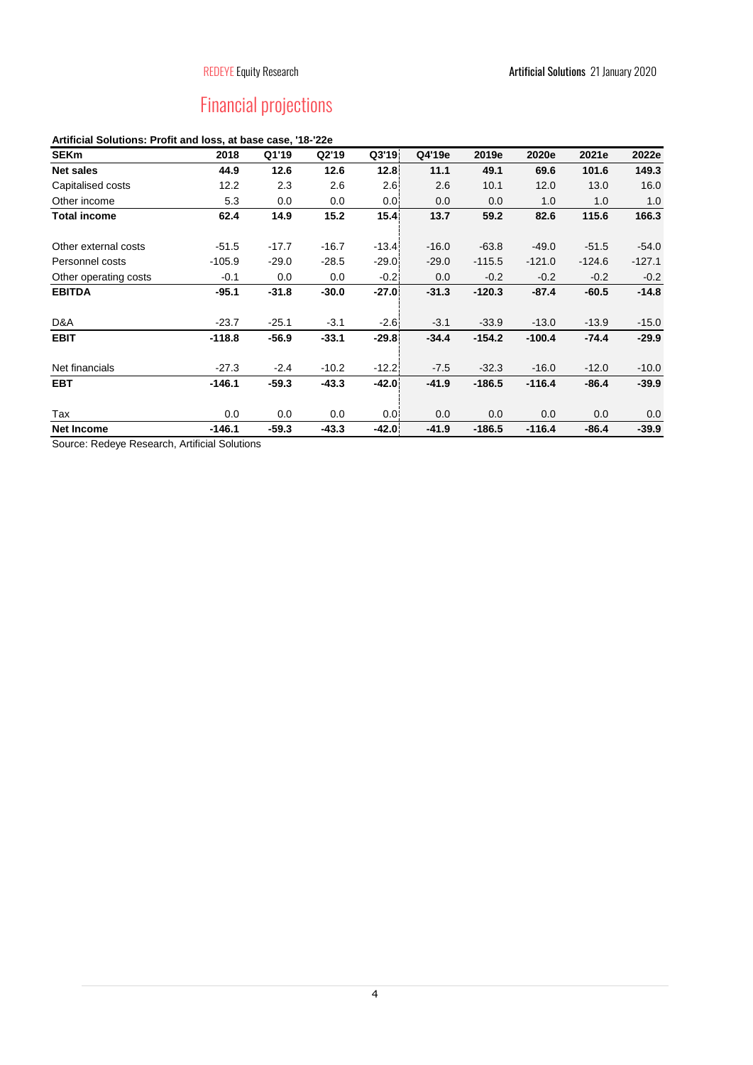# Financial projections

**Artificial Solutions: Profit and loss, at base case, '18-'22e**

| SEKm | 2018 | Q1'19 | Q2'19 | Q3'19 | Q4'19e | 2019e | 2020e | 2021e | 2022e |
|---|---|---|---|---|---|---|---|---|---|
| **Net sales** | **44.9** | **12.6** | **12.6** | **12.8** | **11.1** | **49.1** | **69.6** | **101.6** | **149.3** |
| Capitalised costs | 12.2 | 2.3 | 2.6 | 2.6 | 2.6 | 10.1 | 12.0 | 13.0 | 16.0 |
| Other income | 5.3 | 0.0 | 0.0 | 0.0 | 0.0 | 0.0 | 1.0 | 1.0 | 1.0 |
| **Total income** | **62.4** | **14.9** | **15.2** | **15.4** | **13.7** | **59.2** | **82.6** | **115.6** | **166.3** |
| | | | | | | | | | |
| Other external costs | -51.5 | -17.7 | -16.7 | -13.4 | -16.0 | -63.8 | -49.0 | -51.5 | -54.0 |
| Personnel costs | -105.9 | -29.0 | -28.5 | -29.0 | -29.0 | -115.5 | -121.0 | -124.6 | -127.1 |
| Other operating costs | -0.1 | 0.0 | 0.0 | -0.2 | 0.0 | -0.2 | -0.2 | -0.2 | -0.2 |
| **EBITDA** | **-95.1** | **-31.8** | **-30.0** | **-27.0** | **-31.3** | **-120.3** | **-87.4** | **-60.5** | **-14.8** |
| | | | | | | | | | |
| D&A | -23.7 | -25.1 | -3.1 | -2.6 | -3.1 | -33.9 | -13.0 | -13.9 | -15.0 |
| **EBIT** | **-118.8** | **-56.9** | **-33.1** | **-29.8** | **-34.4** | **-154.2** | **-100.4** | **-74.4** | **-29.9** |
| | | | | | | | | | |
| Net financials | -27.3 | -2.4 | -10.2 | -12.2 | -7.5 | -32.3 | -16.0 | -12.0 | -10.0 |
| **EBT** | **-146.1** | **-59.3** | **-43.3** | **-42.0** | **-41.9** | **-186.5** | **-116.4** | **-86.4** | **-39.9** |
| | | | | | | | | | |
| Tax | 0.0 | 0.0 | 0.0 | 0.0 | 0.0 | 0.0 | 0.0 | 0.0 | 0.0 |
| **Net Income** | **-146.1** | **-59.3** | **-43.3** | **-42.0** | **-41.9** | **-186.5** | **-116.4** | **-86.4** | **-39.9** |

Source: Redeye Research, Artificial Solutions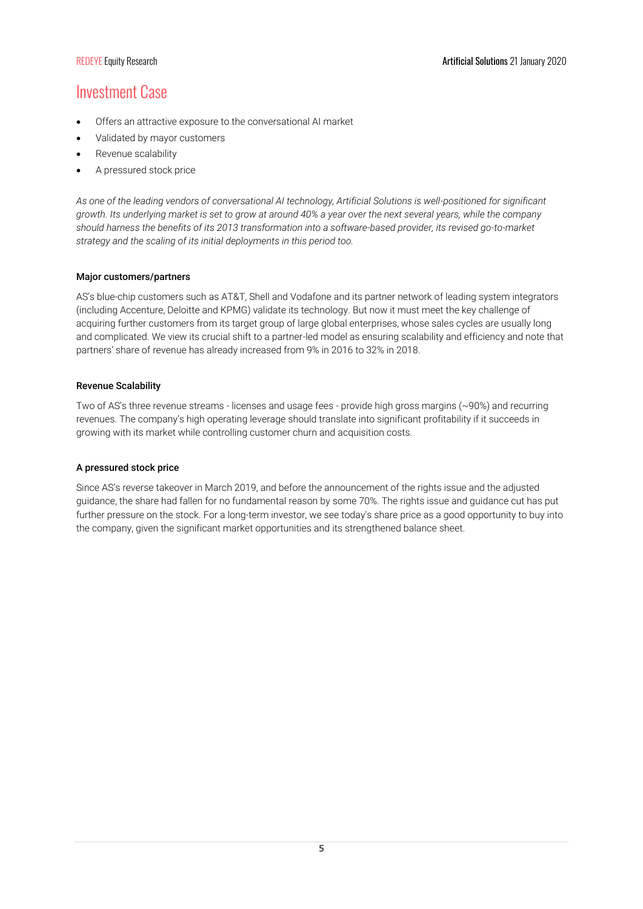# Investment Case

- Offers an attractive exposure to the conversational AI market
- Validated by mayor customers
- Revenue scalability
- A pressured stock price

*As one of the leading vendors of conversational AI technology, Artificial Solutions is well-positioned for significant growth. Its underlying market is set to grow at around 40% a year over the next several years, while the company should harness the benefits of its 2013 transformation into a software-based provider, its revised go-to-market strategy and the scaling of its initial deployments in this period too.*

**Major customers/partners**

AS's blue-chip customers such as AT&T, Shell and Vodafone and its partner network of leading system integrators (including Accenture, Deloitte and KPMG) validate its technology. But now it must meet the key challenge of acquiring further customers from its target group of large global enterprises, whose sales cycles are usually long and complicated. We view its crucial shift to a partner-led model as ensuring scalability and efficiency and note that partners' share of revenue has already increased from 9% in 2016 to 32% in 2018.

**Revenue Scalability**

Two of AS's three revenue streams - licenses and usage fees - provide high gross margins (~90%) and recurring revenues. The company's high operating leverage should translate into significant profitability if it succeeds in growing with its market while controlling customer churn and acquisition costs.

**A pressured stock price**

Since AS's reverse takeover in March 2019, and before the announcement of the rights issue and the adjusted guidance, the share had fallen for no fundamental reason by some 70%. The rights issue and guidance cut has put further pressure on the stock. For a long-term investor, we see today's share price as a good opportunity to buy into the company, given the significant market opportunities and its strengthened balance sheet.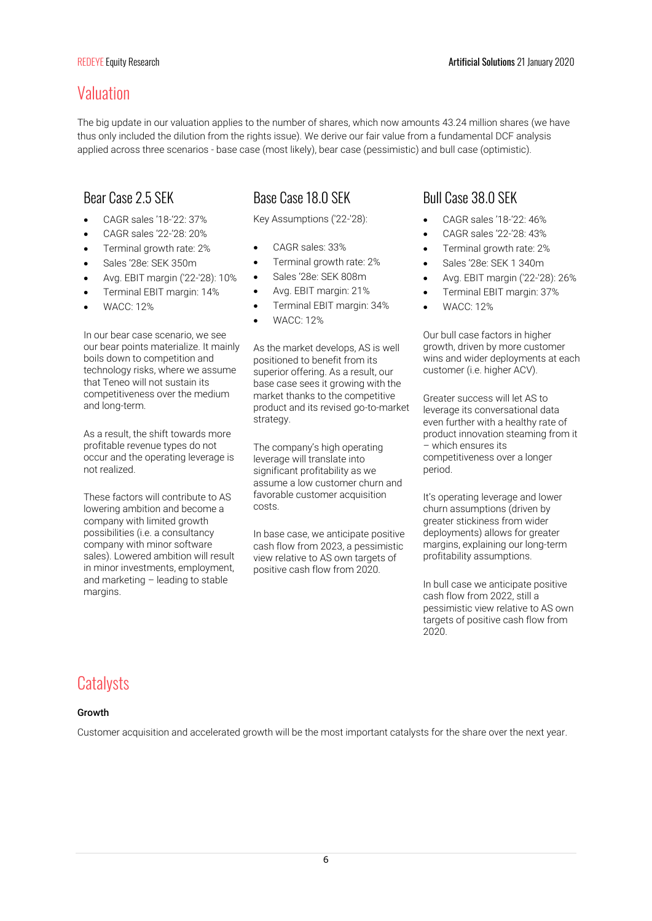# Valuation

The big update in our valuation applies to the number of shares, which now amounts 43.24 million shares (we have thus only included the dilution from the rights issue). We derive our fair value from a fundamental DCF analysis applied across three scenarios - base case (most likely), bear case (pessimistic) and bull case (optimistic).

## Bear Case 2.5 SEK

- CAGR sales '18-'22: 37%
- CAGR sales '22-'28: 20%
- Terminal growth rate: 2%
- Sales '28e: SEK 350m
- Avg. EBIT margin ('22-'28): 10%
- Terminal EBIT margin: 14%
- WACC: 12%

In our bear case scenario, we see our bear points materialize. It mainly boils down to competition and technology risks, where we assume that Teneo will not sustain its competitiveness over the medium and long-term.

As a result, the shift towards more profitable revenue types do not occur and the operating leverage is not realized.

These factors will contribute to AS lowering ambition and become a company with limited growth possibilities (i.e. a consultancy company with minor software sales). Lowered ambition will result in minor investments, employment, and marketing – leading to stable margins.

## Base Case 18.0 SEK

Key Assumptions ('22-'28):

- CAGR sales: 33%
- Terminal growth rate: 2%
- Sales '28e: SEK 808m
- Avg. EBIT margin: 21%
- Terminal EBIT margin: 34%
- WACC: 12%

As the market develops, AS is well positioned to benefit from its superior offering. As a result, our base case sees it growing with the market thanks to the competitive product and its revised go-to-market strategy.

The company's high operating leverage will translate into significant profitability as we assume a low customer churn and favorable customer acquisition costs.

In base case, we anticipate positive cash flow from 2023, a pessimistic view relative to AS own targets of positive cash flow from 2020.

## Bull Case 38.0 SEK

- CAGR sales '18-'22: 46%
- CAGR sales '22-'28: 43%
- Terminal growth rate: 2%
- Sales '28e: SEK 1 340m
- Avg. EBIT margin ('22-'28): 26%
- Terminal EBIT margin: 37%
- WACC: 12%

Our bull case factors in higher growth, driven by more customer wins and wider deployments at each customer (i.e. higher ACV).

Greater success will let AS to leverage its conversational data even further with a healthy rate of product innovation steaming from it – which ensures its competitiveness over a longer period.

It's operating leverage and lower churn assumptions (driven by greater stickiness from wider deployments) allows for greater margins, explaining our long-term profitability assumptions.

In bull case we anticipate positive cash flow from 2022, still a pessimistic view relative to AS own targets of positive cash flow from 2020.

# Catalysts

**Growth**

Customer acquisition and accelerated growth will be the most important catalysts for the share over the next year.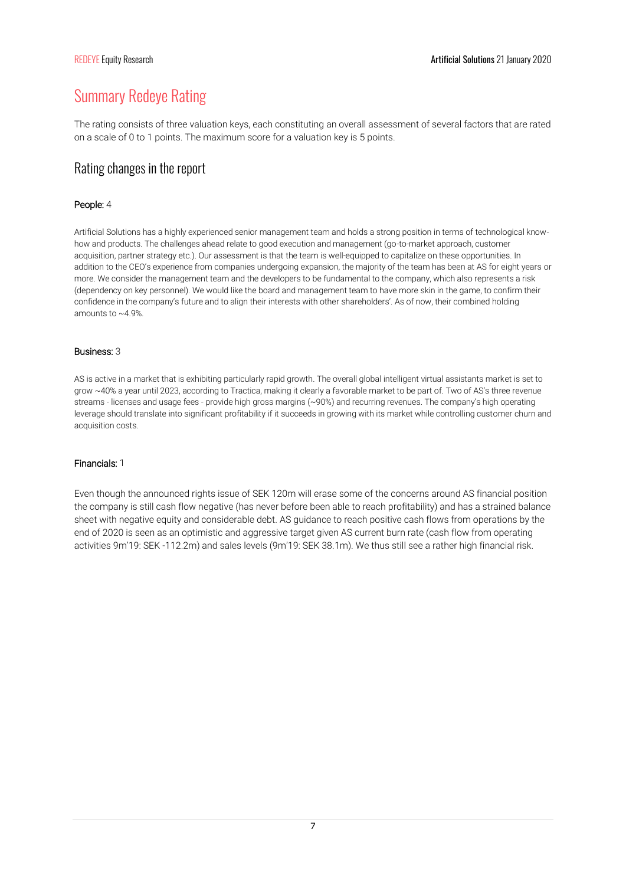# Summary Redeye Rating

The rating consists of three valuation keys, each constituting an overall assessment of several factors that are rated on a scale of 0 to 1 points. The maximum score for a valuation key is 5 points.

## Rating changes in the report

**People:** 4

Artificial Solutions has a highly experienced senior management team and holds a strong position in terms of technological know-how and products. The challenges ahead relate to good execution and management (go-to-market approach, customer acquisition, partner strategy etc.). Our assessment is that the team is well-equipped to capitalize on these opportunities. In addition to the CEO's experience from companies undergoing expansion, the majority of the team has been at AS for eight years or more. We consider the management team and the developers to be fundamental to the company, which also represents a risk (dependency on key personnel). We would like the board and management team to have more skin in the game, to confirm their confidence in the company's future and to align their interests with other shareholders'. As of now, their combined holding amounts to ~4.9%.

**Business:** 3

AS is active in a market that is exhibiting particularly rapid growth. The overall global intelligent virtual assistants market is set to grow ~40% a year until 2023, according to Tractica, making it clearly a favorable market to be part of. Two of AS's three revenue streams - licenses and usage fees - provide high gross margins (~90%) and recurring revenues. The company's high operating leverage should translate into significant profitability if it succeeds in growing with its market while controlling customer churn and acquisition costs.

**Financials:** 1

Even though the announced rights issue of SEK 120m will erase some of the concerns around AS financial position the company is still cash flow negative (has never before been able to reach profitability) and has a strained balance sheet with negative equity and considerable debt. AS guidance to reach positive cash flows from operations by the end of 2020 is seen as an optimistic and aggressive target given AS current burn rate (cash flow from operating activities 9m'19: SEK -112.2m) and sales levels (9m'19: SEK 38.1m). We thus still see a rather high financial risk.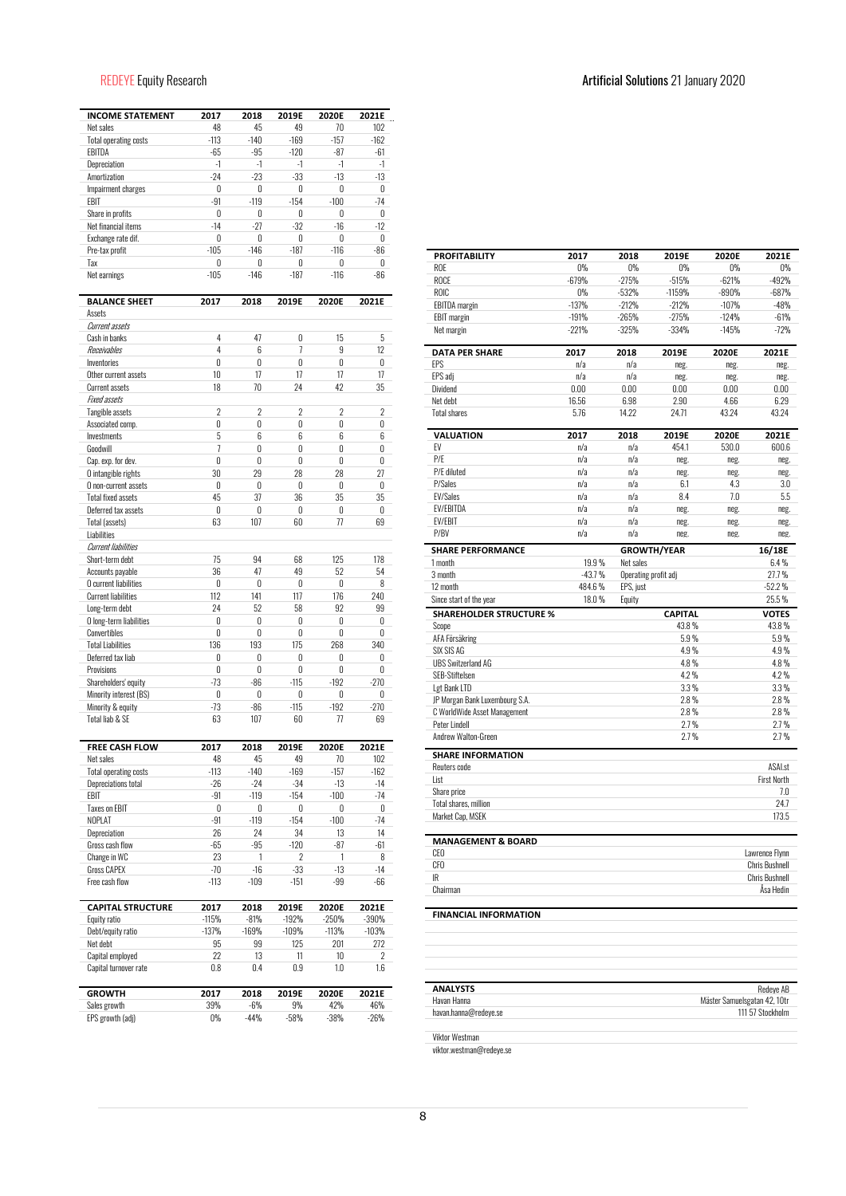| INCOME STATEMENT | 2017 | 2018 | 2019E | 2020E | 2021E |
|---|---|---|---|---|---|
| Net sales | 48 | 45 | 49 | 70 | 102 |
| Total operating costs | -113 | -140 | -169 | -157 | -162 |
| EBITDA | -65 | -95 | -120 | -87 | -61 |
| Depreciation | -1 | -1 | -1 | -1 | -1 |
| Amortization | -24 | -23 | -33 | -13 | -13 |
| Impairment charges | 0 | 0 | 0 | 0 | 0 |
| EBIT | -91 | -119 | -154 | -100 | -74 |
| Share in profits | 0 | 0 | 0 | 0 | 0 |
| Net financial items | -14 | -27 | -32 | -16 | -12 |
| Exchange rate dif. | 0 | 0 | 0 | 0 | 0 |
| Pre-tax profit | -105 | -146 | -187 | -116 | -86 |
| Tax | 0 | 0 | 0 | 0 | 0 |
| Net earnings | -105 | -146 | -187 | -116 | -86 |

| BALANCE SHEET | 2017 | 2018 | 2019E | 2020E | 2021E |
|---|---|---|---|---|---|
| Assets | | | | | |
| *Current assets* | | | | | |
| Cash in banks | 4 | 47 | 0 | 15 | 5 |
| *Receivables* | 4 | 6 | 7 | 9 | 12 |
| Inventories | 0 | 0 | 0 | 0 | 0 |
| Other current assets | 10 | 17 | 17 | 17 | 17 |
| Current assets | 18 | 70 | 24 | 42 | 35 |
| *Fixed assets* | | | | | |
| Tangible assets | 2 | 2 | 2 | 2 | 2 |
| Associated comp. | 0 | 0 | 0 | 0 | 0 |
| Investments | 5 | 6 | 6 | 6 | 6 |
| Goodwill | 7 | 0 | 0 | 0 | 0 |
| Cap. exp. for dev. | 0 | 0 | 0 | 0 | 0 |
| O intangible rights | 30 | 29 | 28 | 28 | 27 |
| O non-current assets | 0 | 0 | 0 | 0 | 0 |
| Total fixed assets | 45 | 37 | 36 | 35 | 35 |
| Deferred tax assets | 0 | 0 | 0 | 0 | 0 |
| Total (assets) | 63 | 107 | 60 | 77 | 69 |
| Liabilities | | | | | |
| *Current liabilities* | | | | | |
| Short-term debt | 75 | 94 | 68 | 125 | 178 |
| Accounts payable | 36 | 47 | 49 | 52 | 54 |
| O current liabilities | 0 | 0 | 0 | 0 | 8 |
| Current liabilities | 112 | 141 | 117 | 176 | 240 |
| Long-term debt | 24 | 52 | 58 | 92 | 99 |
| O long-term liabilities | 0 | 0 | 0 | 0 | 0 |
| Convertibles | 0 | 0 | 0 | 0 | 0 |
| Total Liabilities | 136 | 193 | 175 | 268 | 340 |
| Deferred tax liab | 0 | 0 | 0 | 0 | 0 |
| Provisions | 0 | 0 | 0 | 0 | 0 |
| Shareholders' equity | -73 | -86 | -115 | -192 | -270 |
| Minority interest (BS) | 0 | 0 | 0 | 0 | 0 |
| Minority & equity | -73 | -86 | -115 | -192 | -270 |
| Total liab & SE | 63 | 107 | 60 | 77 | 69 |

| FREE CASH FLOW | 2017 | 2018 | 2019E | 2020E | 2021E |
|---|---|---|---|---|---|
| Net sales | 48 | 45 | 49 | 70 | 102 |
| Total operating costs | -113 | -140 | -169 | -157 | -162 |
| Depreciations total | -26 | -24 | -34 | -13 | -14 |
| EBIT | -91 | -119 | -154 | -100 | -74 |
| Taxes on EBIT | 0 | 0 | 0 | 0 | 0 |
| NOPLAT | -91 | -119 | -154 | -100 | -74 |
| Depreciation | 26 | 24 | 34 | 13 | 14 |
| Gross cash flow | -65 | -95 | -120 | -87 | -61 |
| Change in WC | 23 | 1 | 2 | 1 | 8 |
| Gross CAPEX | -70 | -16 | -33 | -13 | -14 |
| Free cash flow | -113 | -109 | -151 | -99 | -66 |

| CAPITAL STRUCTURE | 2017 | 2018 | 2019E | 2020E | 2021E |
|---|---|---|---|---|---|
| Equity ratio | -115% | -81% | -192% | -250% | -390% |
| Debt/equity ratio | -137% | -169% | -109% | -113% | -103% |
| Net debt | 95 | 99 | 125 | 201 | 272 |
| Capital employed | 22 | 13 | 11 | 10 | 2 |
| Capital turnover rate | 0.8 | 0.4 | 0.9 | 1.0 | 1.6 |

| GROWTH | 2017 | 2018 | 2019E | 2020E | 2021E |
|---|---|---|---|---|---|
| Sales growth | 39% | -6% | 9% | 42% | 46% |
| EPS growth (adj) | 0% | -44% | -58% | -38% | -26% |

| PROFITABILITY | 2017 | 2018 | 2019E | 2020E | 2021E |
|---|---|---|---|---|---|
| ROE | 0% | 0% | 0% | 0% | 0% |
| ROCE | -679% | -275% | -515% | -621% | -492% |
| ROIC | 0% | -532% | -1159% | -890% | -687% |
| EBITDA margin | -137% | -212% | -212% | -107% | -48% |
| EBIT margin | -191% | -265% | -275% | -124% | -61% |
| Net margin | -221% | -325% | -334% | -145% | -72% |

| DATA PER SHARE | 2017 | 2018 | 2019E | 2020E | 2021E |
|---|---|---|---|---|---|
| EPS | n/a | n/a | neg. | neg. | neg. |
| EPS adj | n/a | n/a | neg. | neg. | neg. |
| Dividend | 0.00 | 0.00 | 0.00 | 0.00 | 0.00 |
| Net debt | 16.56 | 6.98 | 2.90 | 4.66 | 6.29 |
| Total shares | 5.76 | 14.22 | 24.71 | 43.24 | 43.24 |

| VALUATION | 2017 | 2018 | 2019E | 2020E | 2021E |
|---|---|---|---|---|---|
| EV | n/a | n/a | 454.1 | 530.0 | 600.6 |
| P/E | n/a | n/a | neg. | neg. | neg. |
| P/E diluted | n/a | n/a | neg. | neg. | neg. |
| P/Sales | n/a | n/a | 6.1 | 4.3 | 3.0 |
| EV/Sales | n/a | n/a | 8.4 | 7.0 | 5.5 |
| EV/EBITDA | n/a | n/a | neg. | neg. | neg. |
| EV/EBIT | n/a | n/a | neg. | neg. | neg. |
| P/BV | n/a | n/a | neg. | neg. | neg. |

| SHARE PERFORMANCE | | GROWTH/YEAR | 16/18E |
|---|---|---|---|
| 1 month | 19.9 % | Net sales | 6.4 % |
| 3 month | -43.7 % | Operating profit adj | 27.7 % |
| 12 month | 484.6 % | EPS, just | -52.2 % |
| Since start of the year | 18.0 % | Equity | 25.5 % |

| SHAREHOLDER STRUCTURE % | CAPITAL | VOTES |
|---|---|---|
| Scope | 43.8 % | 43.8 % |
| AFA Försäkring | 5.9 % | 5.9 % |
| SIX SIS AG | 4.9 % | 4.9 % |
| UBS Switzerland AG | 4.8 % | 4.8 % |
| SEB-Stiftelsen | 4.2 % | 4.2 % |
| Lgt Bank LTD | 3.3 % | 3.3 % |
| JP Morgan Bank Luxembourg S.A. | 2.8 % | 2.8 % |
| C WorldWide Asset Management | 2.8 % | 2.8 % |
| Peter Lindell | 2.7 % | 2.7 % |
| Andrew Walton-Green | 2.7 % | 2.7 % |

| SHARE INFORMATION | |
|---|---|
| Reuters code | ASAI.st |
| List | First North |
| Share price | 7.0 |
| Total shares, million | 24.7 |
| Market Cap, MSEK | 173.5 |

| MANAGEMENT & BOARD | |
|---|---|
| CEO | Lawrence Flynn |
| CFO | Chris Bushnell |
| IR | Chris Bushnell |
| Chairman | Åsa Hedin |

**FINANCIAL INFORMATION**

| ANALYSTS | Redeye AB |
|---|---|
| Havan Hanna | Mäster Samuelsgatan 42, 10tr |
| havan.hanna@redeye.se | 111 57 Stockholm |

Viktor Westman
viktor.westman@redeye.se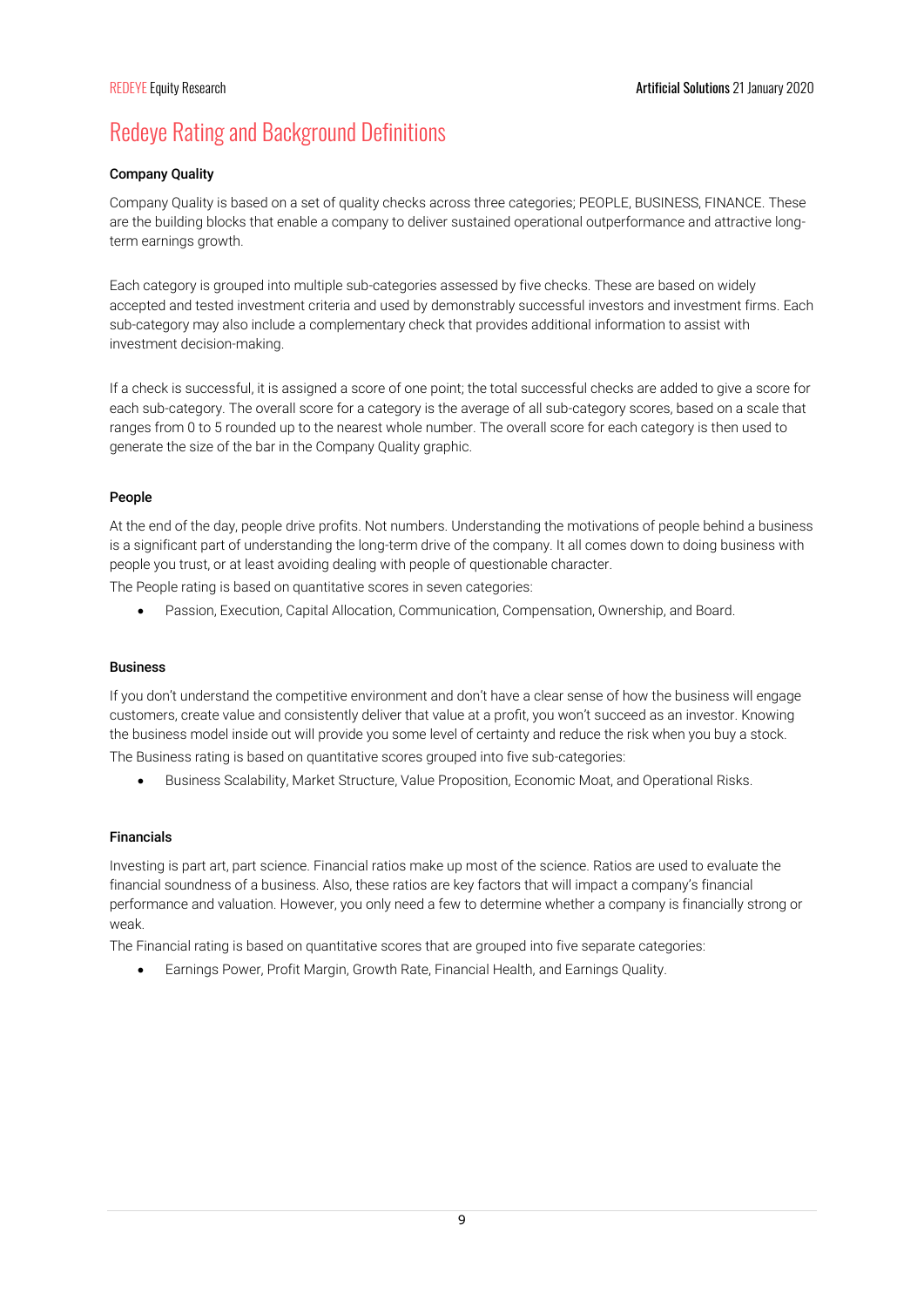# Redeye Rating and Background Definitions

### Company Quality

Company Quality is based on a set of quality checks across three categories; PEOPLE, BUSINESS, FINANCE. These are the building blocks that enable a company to deliver sustained operational outperformance and attractive long-term earnings growth.

Each category is grouped into multiple sub-categories assessed by five checks. These are based on widely accepted and tested investment criteria and used by demonstrably successful investors and investment firms. Each sub-category may also include a complementary check that provides additional information to assist with investment decision-making.

If a check is successful, it is assigned a score of one point; the total successful checks are added to give a score for each sub-category. The overall score for a category is the average of all sub-category scores, based on a scale that ranges from 0 to 5 rounded up to the nearest whole number. The overall score for each category is then used to generate the size of the bar in the Company Quality graphic.

### People

At the end of the day, people drive profits. Not numbers. Understanding the motivations of people behind a business is a significant part of understanding the long-term drive of the company. It all comes down to doing business with people you trust, or at least avoiding dealing with people of questionable character.

The People rating is based on quantitative scores in seven categories:

- Passion, Execution, Capital Allocation, Communication, Compensation, Ownership, and Board.

### Business

If you don't understand the competitive environment and don't have a clear sense of how the business will engage customers, create value and consistently deliver that value at a profit, you won't succeed as an investor. Knowing the business model inside out will provide you some level of certainty and reduce the risk when you buy a stock.

The Business rating is based on quantitative scores grouped into five sub-categories:

- Business Scalability, Market Structure, Value Proposition, Economic Moat, and Operational Risks.

### Financials

Investing is part art, part science. Financial ratios make up most of the science. Ratios are used to evaluate the financial soundness of a business. Also, these ratios are key factors that will impact a company's financial performance and valuation. However, you only need a few to determine whether a company is financially strong or weak.

The Financial rating is based on quantitative scores that are grouped into five separate categories:

- Earnings Power, Profit Margin, Growth Rate, Financial Health, and Earnings Quality.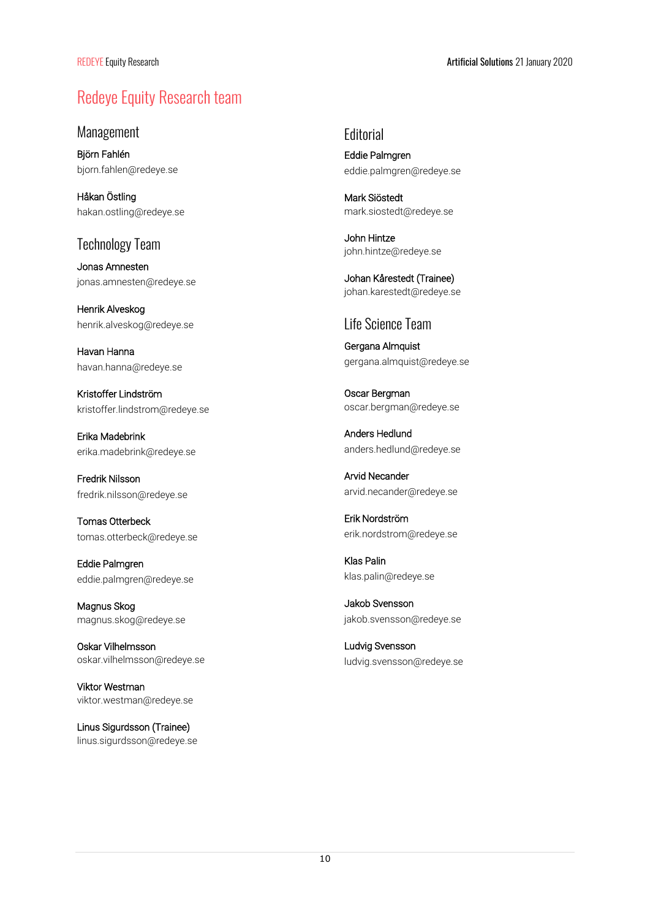# Redeye Equity Research team

## Management

Björn Fahlén
bjorn.fahlen@redeye.se

Håkan Östling
hakan.ostling@redeye.se

## Technology Team

Jonas Amnesten
jonas.amnesten@redeye.se

Henrik Alveskog
henrik.alveskog@redeye.se

Havan Hanna
havan.hanna@redeye.se

Kristoffer Lindström
kristoffer.lindstrom@redeye.se

Erika Madebrink
erika.madebrink@redeye.se

Fredrik Nilsson
fredrik.nilsson@redeye.se

Tomas Otterbeck
tomas.otterbeck@redeye.se

Eddie Palmgren
eddie.palmgren@redeye.se

Magnus Skog
magnus.skog@redeye.se

Oskar Vilhelmsson
oskar.vilhelmsson@redeye.se

Viktor Westman
viktor.westman@redeye.se

Linus Sigurdsson (Trainee)
linus.sigurdsson@redeye.se

## Editorial

Eddie Palmgren
eddie.palmgren@redeye.se

Mark Siöstedt
mark.siostedt@redeye.se

John Hintze
john.hintze@redeye.se

Johan Kårestedt (Trainee)
johan.karestedt@redeye.se

## Life Science Team

Gergana Almquist
gergana.almquist@redeye.se

Oscar Bergman
oscar.bergman@redeye.se

Anders Hedlund
anders.hedlund@redeye.se

Arvid Necander
arvid.necander@redeye.se

Erik Nordström
erik.nordstrom@redeye.se

Klas Palin
klas.palin@redeye.se

Jakob Svensson
jakob.svensson@redeye.se

Ludvig Svensson
ludvig.svensson@redeye.se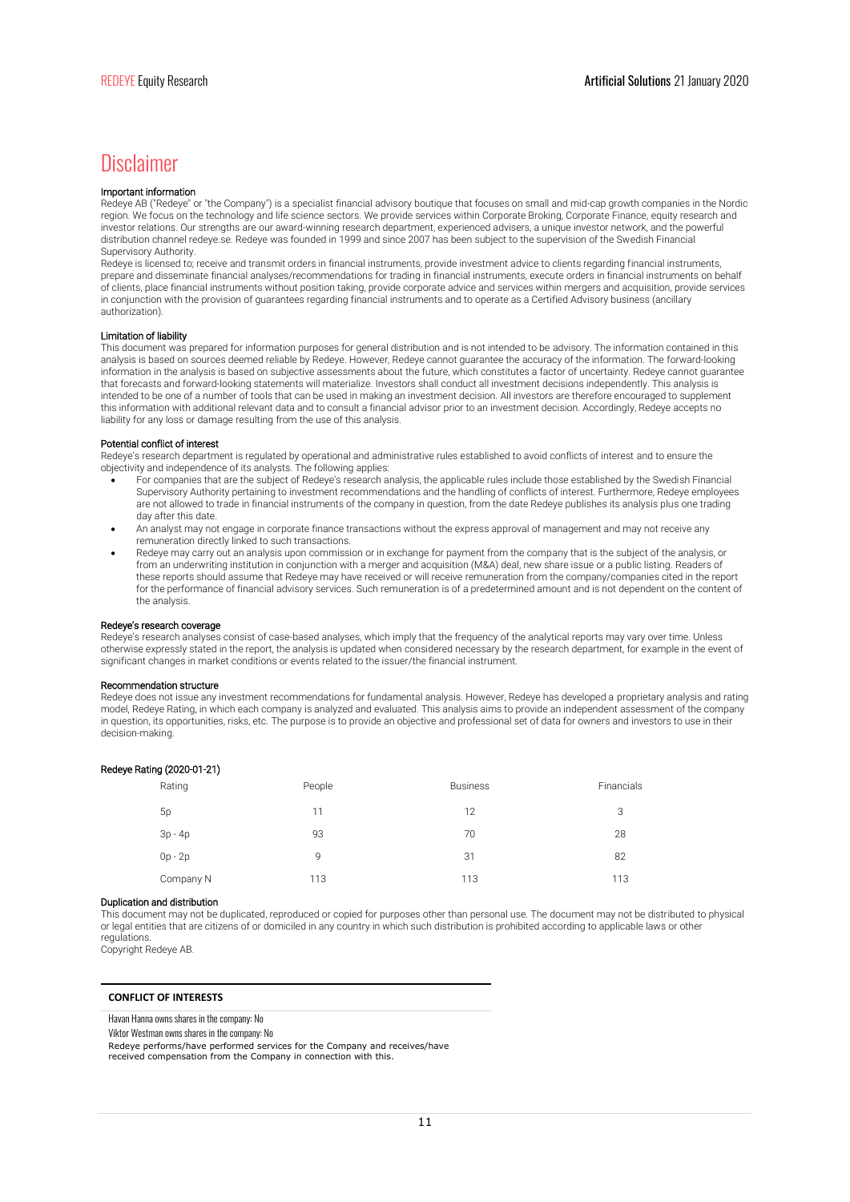# Disclaimer

**Important information**

Redeye AB ("Redeye" or "the Company") is a specialist financial advisory boutique that focuses on small and mid-cap growth companies in the Nordic region. We focus on the technology and life science sectors. We provide services within Corporate Broking, Corporate Finance, equity research and investor relations. Our strengths are our award-winning research department, experienced advisers, a unique investor network, and the powerful distribution channel redeye.se. Redeye was founded in 1999 and since 2007 has been subject to the supervision of the Swedish Financial Supervisory Authority.

Redeye is licensed to; receive and transmit orders in financial instruments, provide investment advice to clients regarding financial instruments, prepare and disseminate financial analyses/recommendations for trading in financial instruments, execute orders in financial instruments on behalf of clients, place financial instruments without position taking, provide corporate advice and services within mergers and acquisition, provide services in conjunction with the provision of guarantees regarding financial instruments and to operate as a Certified Advisory business (ancillary authorization).

**Limitation of liability**

This document was prepared for information purposes for general distribution and is not intended to be advisory. The information contained in this analysis is based on sources deemed reliable by Redeye. However, Redeye cannot guarantee the accuracy of the information. The forward-looking information in the analysis is based on subjective assessments about the future, which constitutes a factor of uncertainty. Redeye cannot guarantee that forecasts and forward-looking statements will materialize. Investors shall conduct all investment decisions independently. This analysis is intended to be one of a number of tools that can be used in making an investment decision. All investors are therefore encouraged to supplement this information with additional relevant data and to consult a financial advisor prior to an investment decision. Accordingly, Redeye accepts no liability for any loss or damage resulting from the use of this analysis.

**Potential conflict of interest**

Redeye's research department is regulated by operational and administrative rules established to avoid conflicts of interest and to ensure the objectivity and independence of its analysts. The following applies:

- For companies that are the subject of Redeye's research analysis, the applicable rules include those established by the Swedish Financial Supervisory Authority pertaining to investment recommendations and the handling of conflicts of interest. Furthermore, Redeye employees are not allowed to trade in financial instruments of the company in question, from the date Redeye publishes its analysis plus one trading day after this date.
- An analyst may not engage in corporate finance transactions without the express approval of management and may not receive any remuneration directly linked to such transactions.
- Redeye may carry out an analysis upon commission or in exchange for payment from the company that is the subject of the analysis, or from an underwriting institution in conjunction with a merger and acquisition (M&A) deal, new share issue or a public listing. Readers of these reports should assume that Redeye may have received or will receive remuneration from the company/companies cited in the report for the performance of financial advisory services. Such remuneration is of a predetermined amount and is not dependent on the content of the analysis.

**Redeye's research coverage**

Redeye's research analyses consist of case-based analyses, which imply that the frequency of the analytical reports may vary over time. Unless otherwise expressly stated in the report, the analysis is updated when considered necessary by the research department, for example in the event of significant changes in market conditions or events related to the issuer/the financial instrument.

**Recommendation structure**

Redeye does not issue any investment recommendations for fundamental analysis. However, Redeye has developed a proprietary analysis and rating model, Redeye Rating, in which each company is analyzed and evaluated. This analysis aims to provide an independent assessment of the company in question, its opportunities, risks, etc. The purpose is to provide an objective and professional set of data for owners and investors to use in their decision-making.

**Redeye Rating (2020-01-21)**

| Rating | People | Business | Financials |
|---|---|---|---|
| 5p | 11 | 12 | 3 |
| 3p - 4p | 93 | 70 | 28 |
| 0p - 2p | 9 | 31 | 82 |
| Company N | 113 | 113 | 113 |

**Duplication and distribution**

This document may not be duplicated, reproduced or copied for purposes other than personal use. The document may not be distributed to physical or legal entities that are citizens of or domiciled in any country in which such distribution is prohibited according to applicable laws or other regulations.

Copyright Redeye AB.

**CONFLICT OF INTERESTS**

Havan Hanna owns shares in the company: No

Viktor Westman owns shares in the company: No

Redeye performs/have performed services for the Company and receives/have received compensation from the Company in connection with this.